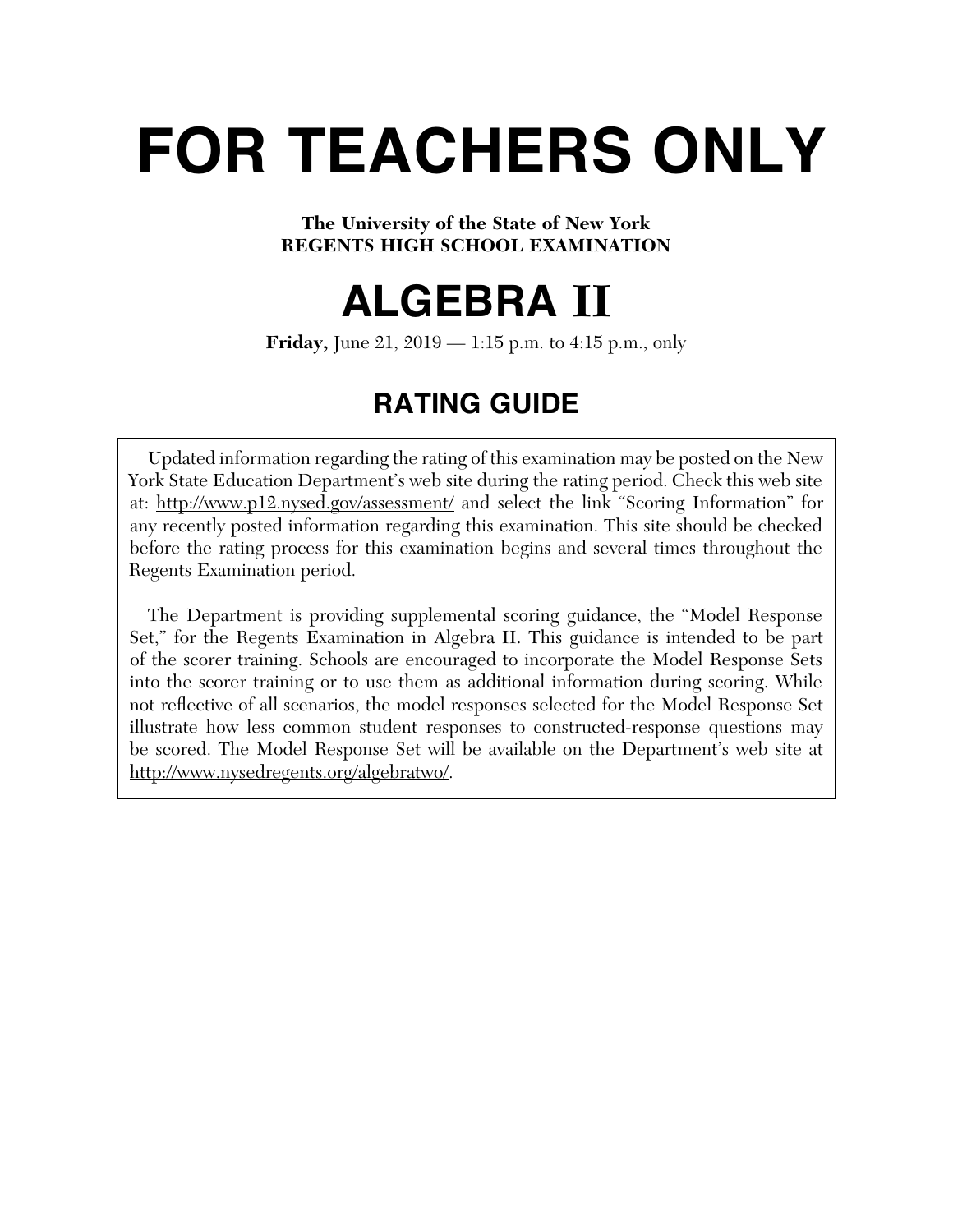# FOR TEACHERS ONLY

**The University of the State of New York**
**REGENTS HIGH SCHOOL EXAMINATION**

# ALGEBRA II

**Friday,** June 21, 2019 — 1:15 p.m. to 4:15 p.m., only

## RATING GUIDE

Updated information regarding the rating of this examination may be posted on the New York State Education Department's web site during the rating period. Check this web site at: http://www.p12.nysed.gov/assessment/ and select the link "Scoring Information" for any recently posted information regarding this examination. This site should be checked before the rating process for this examination begins and several times throughout the Regents Examination period.

The Department is providing supplemental scoring guidance, the "Model Response Set," for the Regents Examination in Algebra II. This guidance is intended to be part of the scorer training. Schools are encouraged to incorporate the Model Response Sets into the scorer training or to use them as additional information during scoring. While not reflective of all scenarios, the model responses selected for the Model Response Set illustrate how less common student responses to constructed-response questions may be scored. The Model Response Set will be available on the Department's web site at http://www.nysedregents.org/algebratwo/.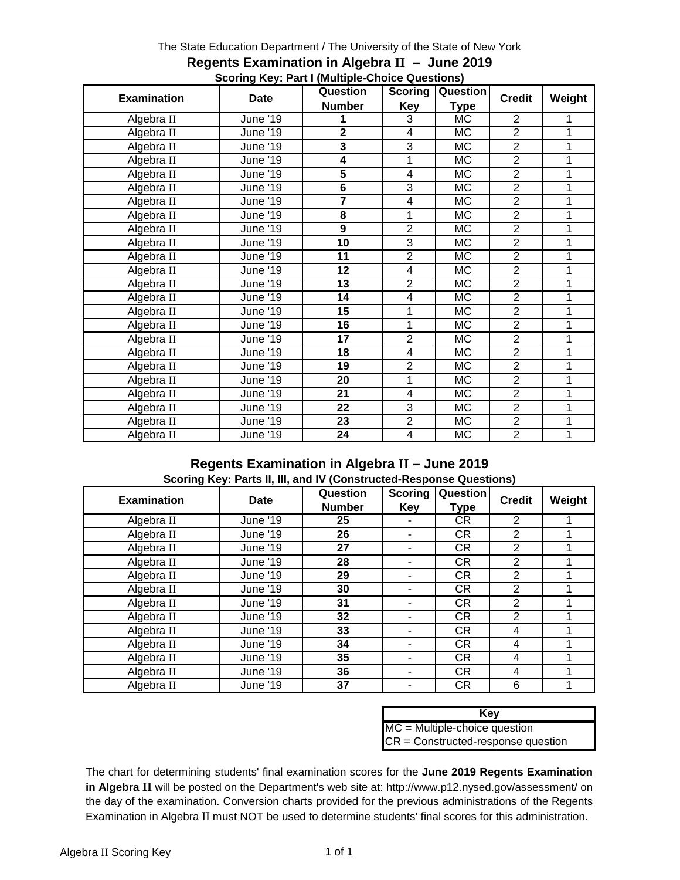The State Education Department / The University of the State of New York

# Regents Examination in Algebra II – June 2019

## Scoring Key: Part I (Multiple-Choice Questions)

| Examination | Date | Question Number | Scoring Key | Question Type | Credit | Weight |
|---|---|---|---|---|---|---|
| Algebra II | June '19 | **1** | 3 | MC | 2 | 1 |
| Algebra II | June '19 | **2** | 4 | MC | 2 | 1 |
| Algebra II | June '19 | **3** | 3 | MC | 2 | 1 |
| Algebra II | June '19 | **4** | 1 | MC | 2 | 1 |
| Algebra II | June '19 | **5** | 4 | MC | 2 | 1 |
| Algebra II | June '19 | **6** | 3 | MC | 2 | 1 |
| Algebra II | June '19 | **7** | 4 | MC | 2 | 1 |
| Algebra II | June '19 | **8** | 1 | MC | 2 | 1 |
| Algebra II | June '19 | **9** | 2 | MC | 2 | 1 |
| Algebra II | June '19 | **10** | 3 | MC | 2 | 1 |
| Algebra II | June '19 | **11** | 2 | MC | 2 | 1 |
| Algebra II | June '19 | **12** | 4 | MC | 2 | 1 |
| Algebra II | June '19 | **13** | 2 | MC | 2 | 1 |
| Algebra II | June '19 | **14** | 4 | MC | 2 | 1 |
| Algebra II | June '19 | **15** | 1 | MC | 2 | 1 |
| Algebra II | June '19 | **16** | 1 | MC | 2 | 1 |
| Algebra II | June '19 | **17** | 2 | MC | 2 | 1 |
| Algebra II | June '19 | **18** | 4 | MC | 2 | 1 |
| Algebra II | June '19 | **19** | 2 | MC | 2 | 1 |
| Algebra II | June '19 | **20** | 1 | MC | 2 | 1 |
| Algebra II | June '19 | **21** | 4 | MC | 2 | 1 |
| Algebra II | June '19 | **22** | 3 | MC | 2 | 1 |
| Algebra II | June '19 | **23** | 2 | MC | 2 | 1 |
| Algebra II | June '19 | **24** | 4 | MC | 2 | 1 |

# Regents Examination in Algebra II – June 2019

## Scoring Key: Parts II, III, and IV (Constructed-Response Questions)

| Examination | Date | Question Number | Scoring Key | Question Type | Credit | Weight |
|---|---|---|---|---|---|---|
| Algebra II | June '19 | **25** | - | CR | 2 | 1 |
| Algebra II | June '19 | **26** | - | CR | 2 | 1 |
| Algebra II | June '19 | **27** | - | CR | 2 | 1 |
| Algebra II | June '19 | **28** | - | CR | 2 | 1 |
| Algebra II | June '19 | **29** | - | CR | 2 | 1 |
| Algebra II | June '19 | **30** | - | CR | 2 | 1 |
| Algebra II | June '19 | **31** | - | CR | 2 | 1 |
| Algebra II | June '19 | **32** | - | CR | 2 | 1 |
| Algebra II | June '19 | **33** | - | CR | 4 | 1 |
| Algebra II | June '19 | **34** | - | CR | 4 | 1 |
| Algebra II | June '19 | **35** | - | CR | 4 | 1 |
| Algebra II | June '19 | **36** | - | CR | 4 | 1 |
| Algebra II | June '19 | **37** | - | CR | 6 | 1 |

| Key |
|---|
| MC = Multiple-choice question |
| CR = Constructed-response question |

The chart for determining students' final examination scores for the **June 2019 Regents Examination in Algebra II** will be posted on the Department's web site at: http://www.p12.nysed.gov/assessment/ on the day of the examination. Conversion charts provided for the previous administrations of the Regents Examination in Algebra II must NOT be used to determine students' final scores for this administration.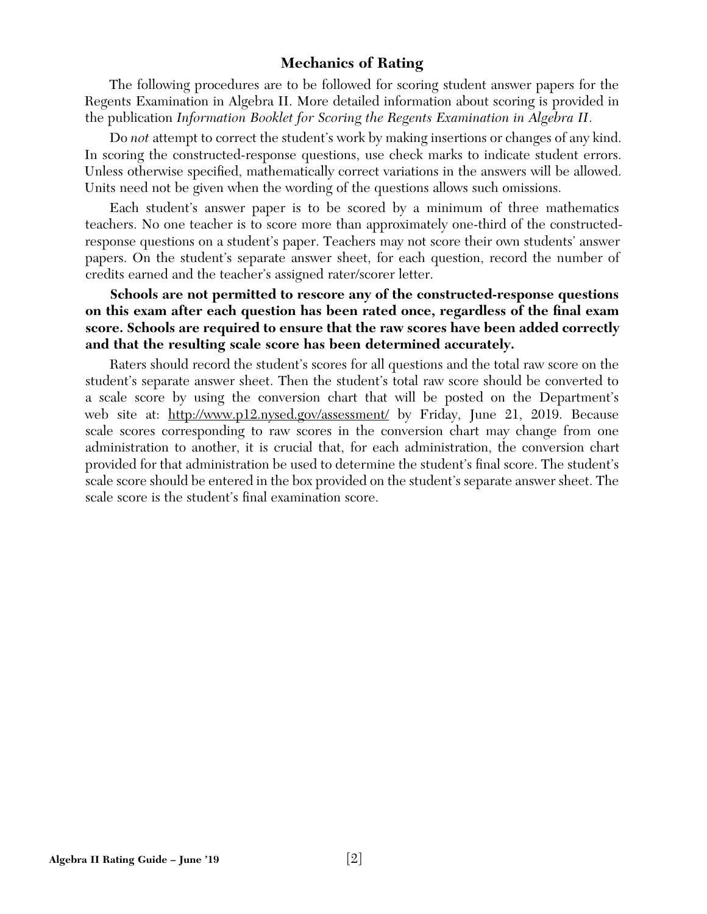## Mechanics of Rating

The following procedures are to be followed for scoring student answer papers for the Regents Examination in Algebra II. More detailed information about scoring is provided in the publication *Information Booklet for Scoring the Regents Examination in Algebra II*.

Do *not* attempt to correct the student's work by making insertions or changes of any kind. In scoring the constructed-response questions, use check marks to indicate student errors. Unless otherwise specified, mathematically correct variations in the answers will be allowed. Units need not be given when the wording of the questions allows such omissions.

Each student's answer paper is to be scored by a minimum of three mathematics teachers. No one teacher is to score more than approximately one-third of the constructed-response questions on a student's paper. Teachers may not score their own students' answer papers. On the student's separate answer sheet, for each question, record the number of credits earned and the teacher's assigned rater/scorer letter.

**Schools are not permitted to rescore any of the constructed-response questions on this exam after each question has been rated once, regardless of the final exam score. Schools are required to ensure that the raw scores have been added correctly and that the resulting scale score has been determined accurately.**

Raters should record the student's scores for all questions and the total raw score on the student's separate answer sheet. Then the student's total raw score should be converted to a scale score by using the conversion chart that will be posted on the Department's web site at: http://www.p12.nysed.gov/assessment/ by Friday, June 21, 2019. Because scale scores corresponding to raw scores in the conversion chart may change from one administration to another, it is crucial that, for each administration, the conversion chart provided for that administration be used to determine the student's final score. The student's scale score should be entered in the box provided on the student's separate answer sheet. The scale score is the student's final examination score.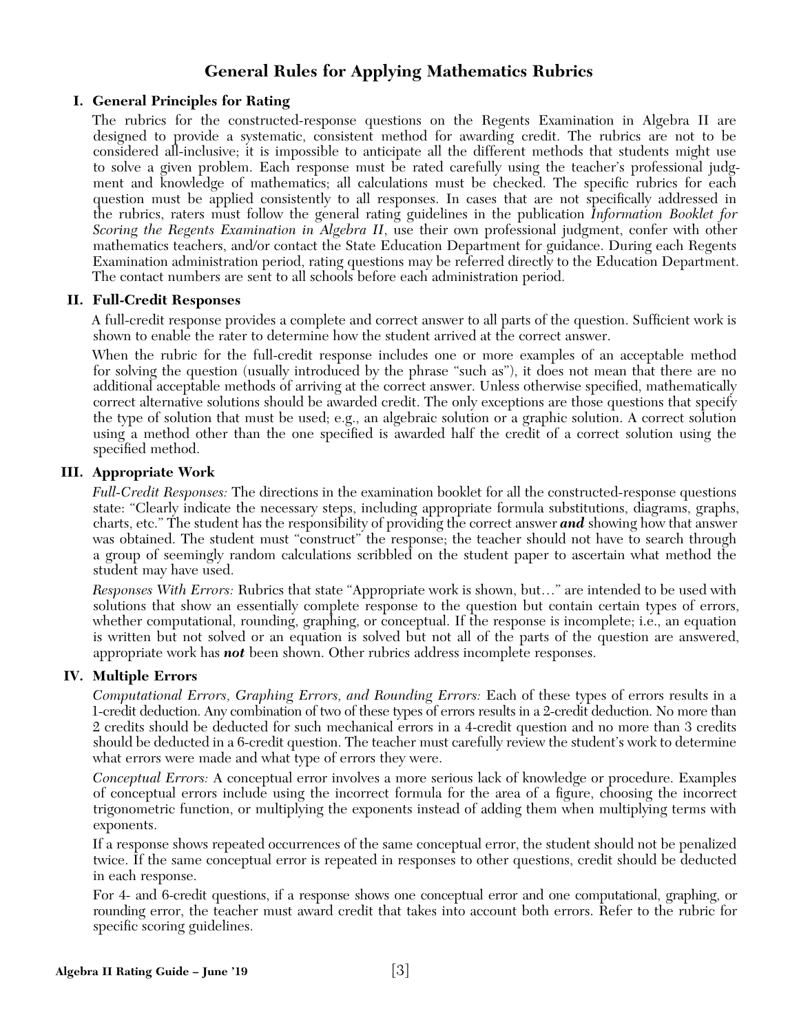# General Rules for Applying Mathematics Rubrics

## I. General Principles for Rating

The rubrics for the constructed-response questions on the Regents Examination in Algebra II are designed to provide a systematic, consistent method for awarding credit. The rubrics are not to be considered all-inclusive; it is impossible to anticipate all the different methods that students might use to solve a given problem. Each response must be rated carefully using the teacher's professional judgment and knowledge of mathematics; all calculations must be checked. The specific rubrics for each question must be applied consistently to all responses. In cases that are not specifically addressed in the rubrics, raters must follow the general rating guidelines in the publication *Information Booklet for Scoring the Regents Examination in Algebra II*, use their own professional judgment, confer with other mathematics teachers, and/or contact the State Education Department for guidance. During each Regents Examination administration period, rating questions may be referred directly to the Education Department. The contact numbers are sent to all schools before each administration period.

## II. Full-Credit Responses

A full-credit response provides a complete and correct answer to all parts of the question. Sufficient work is shown to enable the rater to determine how the student arrived at the correct answer.

When the rubric for the full-credit response includes one or more examples of an acceptable method for solving the question (usually introduced by the phrase "such as"), it does not mean that there are no additional acceptable methods of arriving at the correct answer. Unless otherwise specified, mathematically correct alternative solutions should be awarded credit. The only exceptions are those questions that specify the type of solution that must be used; e.g., an algebraic solution or a graphic solution. A correct solution using a method other than the one specified is awarded half the credit of a correct solution using the specified method.

## III. Appropriate Work

*Full-Credit Responses:* The directions in the examination booklet for all the constructed-response questions state: "Clearly indicate the necessary steps, including appropriate formula substitutions, diagrams, graphs, charts, etc." The student has the responsibility of providing the correct answer ***and*** showing how that answer was obtained. The student must "construct" the response; the teacher should not have to search through a group of seemingly random calculations scribbled on the student paper to ascertain what method the student may have used.

*Responses With Errors:* Rubrics that state "Appropriate work is shown, but…" are intended to be used with solutions that show an essentially complete response to the question but contain certain types of errors, whether computational, rounding, graphing, or conceptual. If the response is incomplete; i.e., an equation is written but not solved or an equation is solved but not all of the parts of the question are answered, appropriate work has ***not*** been shown. Other rubrics address incomplete responses.

## IV. Multiple Errors

*Computational Errors, Graphing Errors, and Rounding Errors:* Each of these types of errors results in a 1-credit deduction. Any combination of two of these types of errors results in a 2-credit deduction. No more than 2 credits should be deducted for such mechanical errors in a 4-credit question and no more than 3 credits should be deducted in a 6-credit question. The teacher must carefully review the student's work to determine what errors were made and what type of errors they were.

*Conceptual Errors:* A conceptual error involves a more serious lack of knowledge or procedure. Examples of conceptual errors include using the incorrect formula for the area of a figure, choosing the incorrect trigonometric function, or multiplying the exponents instead of adding them when multiplying terms with exponents.

If a response shows repeated occurrences of the same conceptual error, the student should not be penalized twice. If the same conceptual error is repeated in responses to other questions, credit should be deducted in each response.

For 4- and 6-credit questions, if a response shows one conceptual error and one computational, graphing, or rounding error, the teacher must award credit that takes into account both errors. Refer to the rubric for specific scoring guidelines.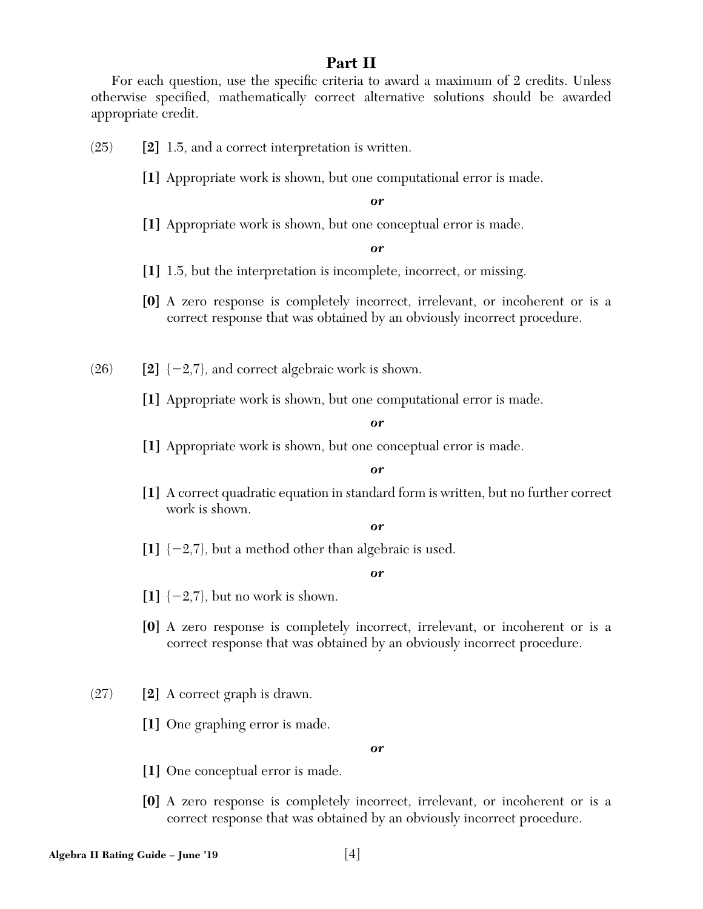## Part II

For each question, use the specific criteria to award a maximum of 2 credits. Unless otherwise specified, mathematically correct alternative solutions should be awarded appropriate credit.

(25) **[2]** 1.5, and a correct interpretation is written.

**[1]** Appropriate work is shown, but one computational error is made.

***or***

**[1]** Appropriate work is shown, but one conceptual error is made.

***or***

**[1]** 1.5, but the interpretation is incomplete, incorrect, or missing.

**[0]** A zero response is completely incorrect, irrelevant, or incoherent or is a correct response that was obtained by an obviously incorrect procedure.

(26) **[2]** $\{-2,7\}$, and correct algebraic work is shown.

**[1]** Appropriate work is shown, but one computational error is made.

***or***

**[1]** Appropriate work is shown, but one conceptual error is made.

***or***

**[1]** A correct quadratic equation in standard form is written, but no further correct work is shown.

***or***

**[1]** $\{-2,7\}$, but a method other than algebraic is used.

***or***

**[1]** $\{-2,7\}$, but no work is shown.

**[0]** A zero response is completely incorrect, irrelevant, or incoherent or is a correct response that was obtained by an obviously incorrect procedure.

(27) **[2]** A correct graph is drawn.

**[1]** One graphing error is made.

***or***

**[1]** One conceptual error is made.

**[0]** A zero response is completely incorrect, irrelevant, or incoherent or is a correct response that was obtained by an obviously incorrect procedure.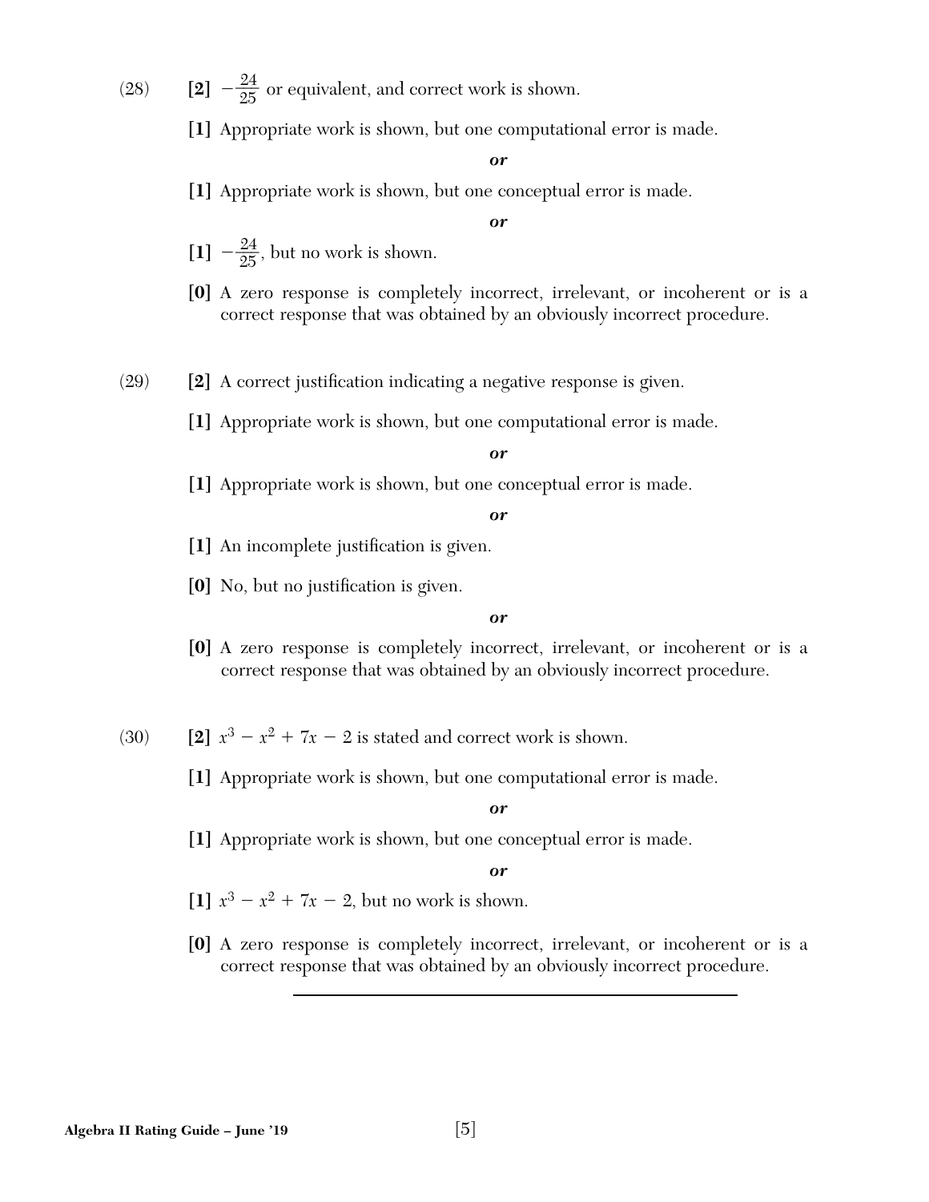(28) **[2]** $-\frac{24}{25}$ or equivalent, and correct work is shown.

**[1]** Appropriate work is shown, but one computational error is made.

***or***

**[1]** Appropriate work is shown, but one conceptual error is made.

***or***

**[1]** $-\frac{24}{25}$, but no work is shown.

**[0]** A zero response is completely incorrect, irrelevant, or incoherent or is a correct response that was obtained by an obviously incorrect procedure.

(29) **[2]** A correct justification indicating a negative response is given.

**[1]** Appropriate work is shown, but one computational error is made.

***or***

**[1]** Appropriate work is shown, but one conceptual error is made.

***or***

**[1]** An incomplete justification is given.

**[0]** No, but no justification is given.

***or***

**[0]** A zero response is completely incorrect, irrelevant, or incoherent or is a correct response that was obtained by an obviously incorrect procedure.

(30) **[2]** $x^3 - x^2 + 7x - 2$ is stated and correct work is shown.

**[1]** Appropriate work is shown, but one computational error is made.

***or***

**[1]** Appropriate work is shown, but one conceptual error is made.

***or***

**[1]** $x^3 - x^2 + 7x - 2$, but no work is shown.

**[0]** A zero response is completely incorrect, irrelevant, or incoherent or is a correct response that was obtained by an obviously incorrect procedure.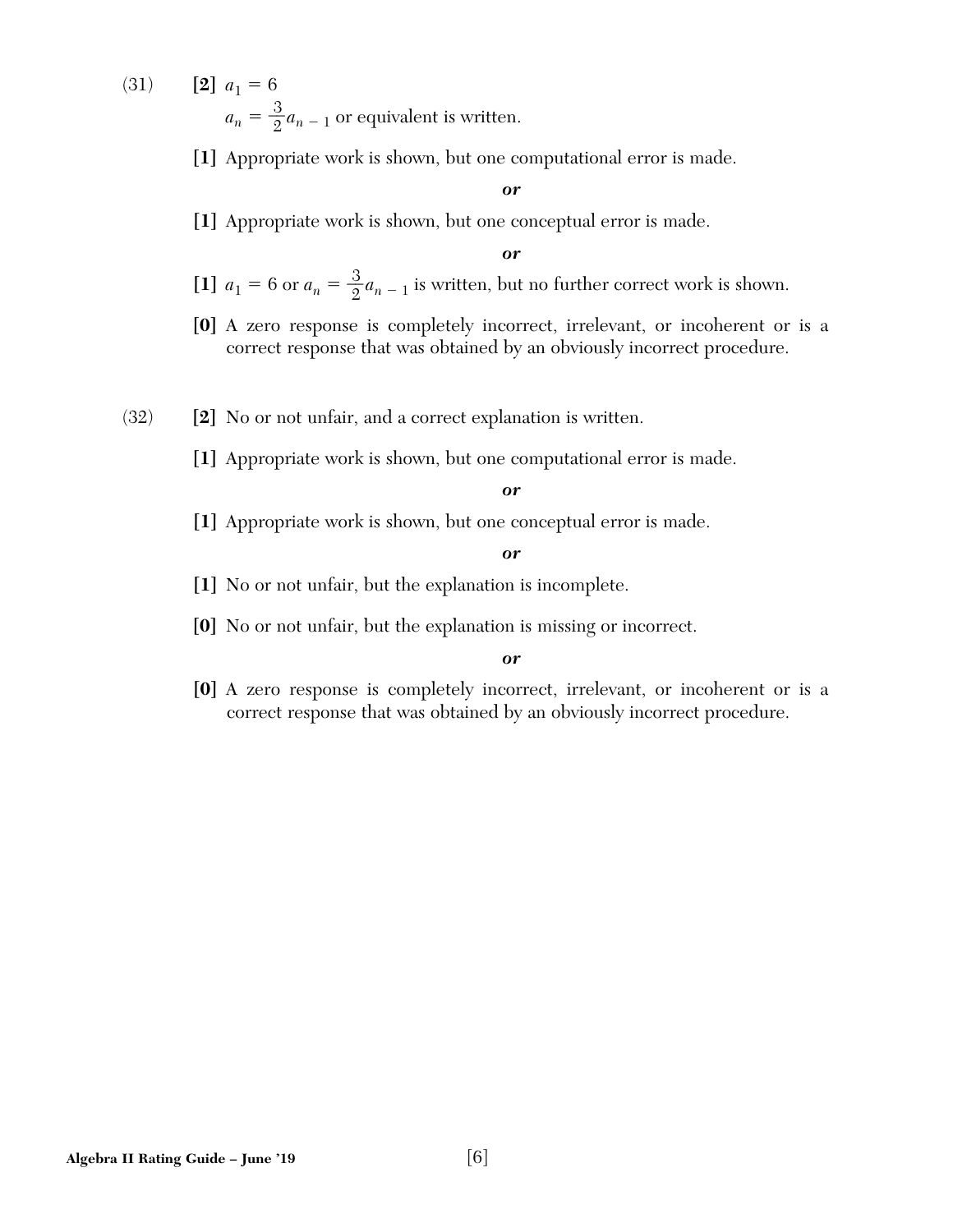(31) **[2]** $a_1 = 6$

$a_n = \frac{3}{2}a_{n-1}$ or equivalent is written.

**[1]** Appropriate work is shown, but one computational error is made.

***or***

**[1]** Appropriate work is shown, but one conceptual error is made.

***or***

**[1]** $a_1 = 6$ or $a_n = \frac{3}{2}a_{n-1}$ is written, but no further correct work is shown.

**[0]** A zero response is completely incorrect, irrelevant, or incoherent or is a correct response that was obtained by an obviously incorrect procedure.

(32) **[2]** No or not unfair, and a correct explanation is written.

**[1]** Appropriate work is shown, but one computational error is made.

***or***

**[1]** Appropriate work is shown, but one conceptual error is made.

***or***

**[1]** No or not unfair, but the explanation is incomplete.

**[0]** No or not unfair, but the explanation is missing or incorrect.

***or***

**[0]** A zero response is completely incorrect, irrelevant, or incoherent or is a correct response that was obtained by an obviously incorrect procedure.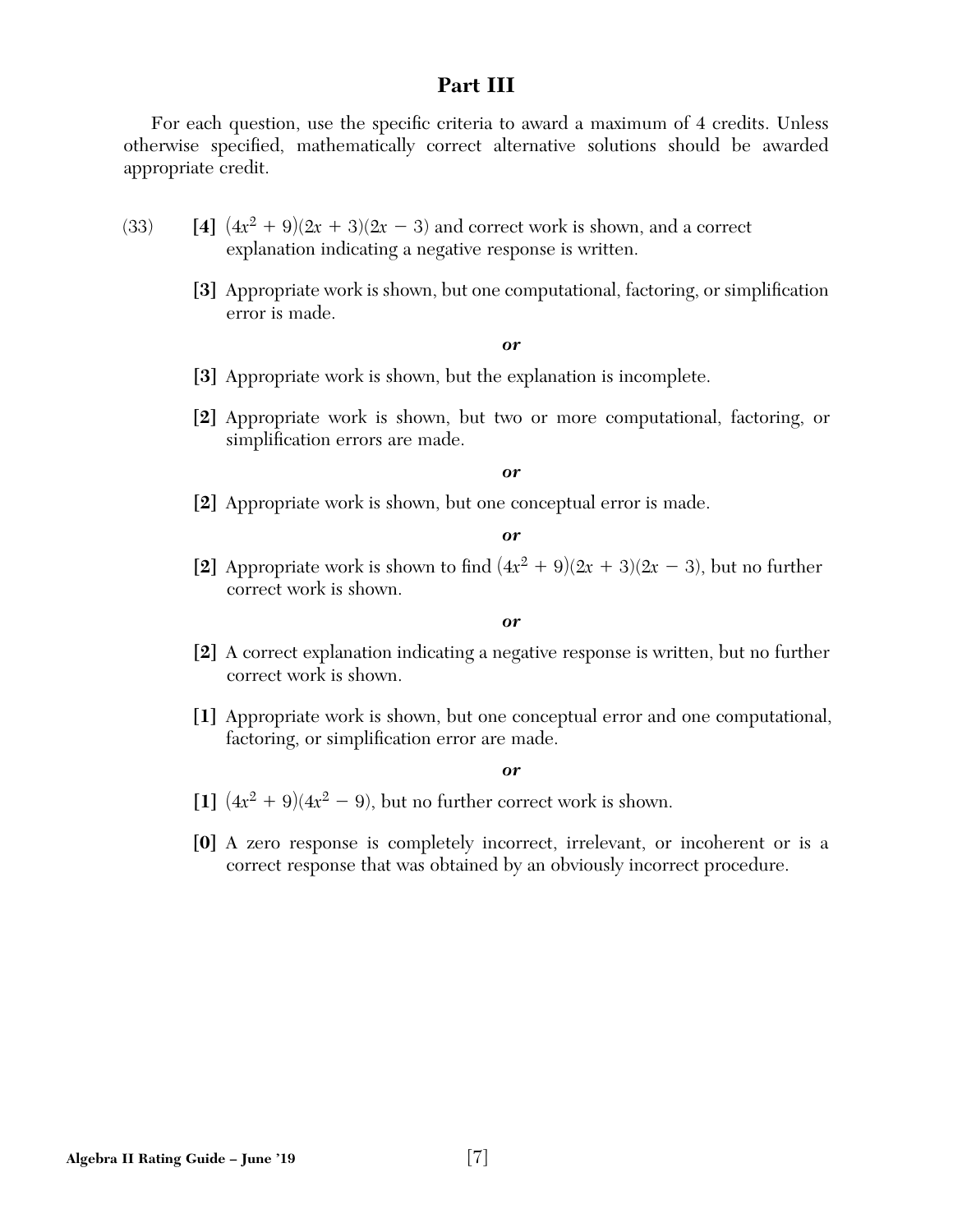## Part III

For each question, use the specific criteria to award a maximum of 4 credits. Unless otherwise specified, mathematically correct alternative solutions should be awarded appropriate credit.

(33) **[4]** $(4x^2 + 9)(2x + 3)(2x - 3)$ and correct work is shown, and a correct explanation indicating a negative response is written.

**[3]** Appropriate work is shown, but one computational, factoring, or simplification error is made.

***or***

**[3]** Appropriate work is shown, but the explanation is incomplete.

**[2]** Appropriate work is shown, but two or more computational, factoring, or simplification errors are made.

***or***

**[2]** Appropriate work is shown, but one conceptual error is made.

***or***

**[2]** Appropriate work is shown to find $(4x^2 + 9)(2x + 3)(2x - 3)$, but no further correct work is shown.

***or***

**[2]** A correct explanation indicating a negative response is written, but no further correct work is shown.

**[1]** Appropriate work is shown, but one conceptual error and one computational, factoring, or simplification error are made.

***or***

**[1]** $(4x^2 + 9)(4x^2 - 9)$, but no further correct work is shown.

**[0]** A zero response is completely incorrect, irrelevant, or incoherent or is a correct response that was obtained by an obviously incorrect procedure.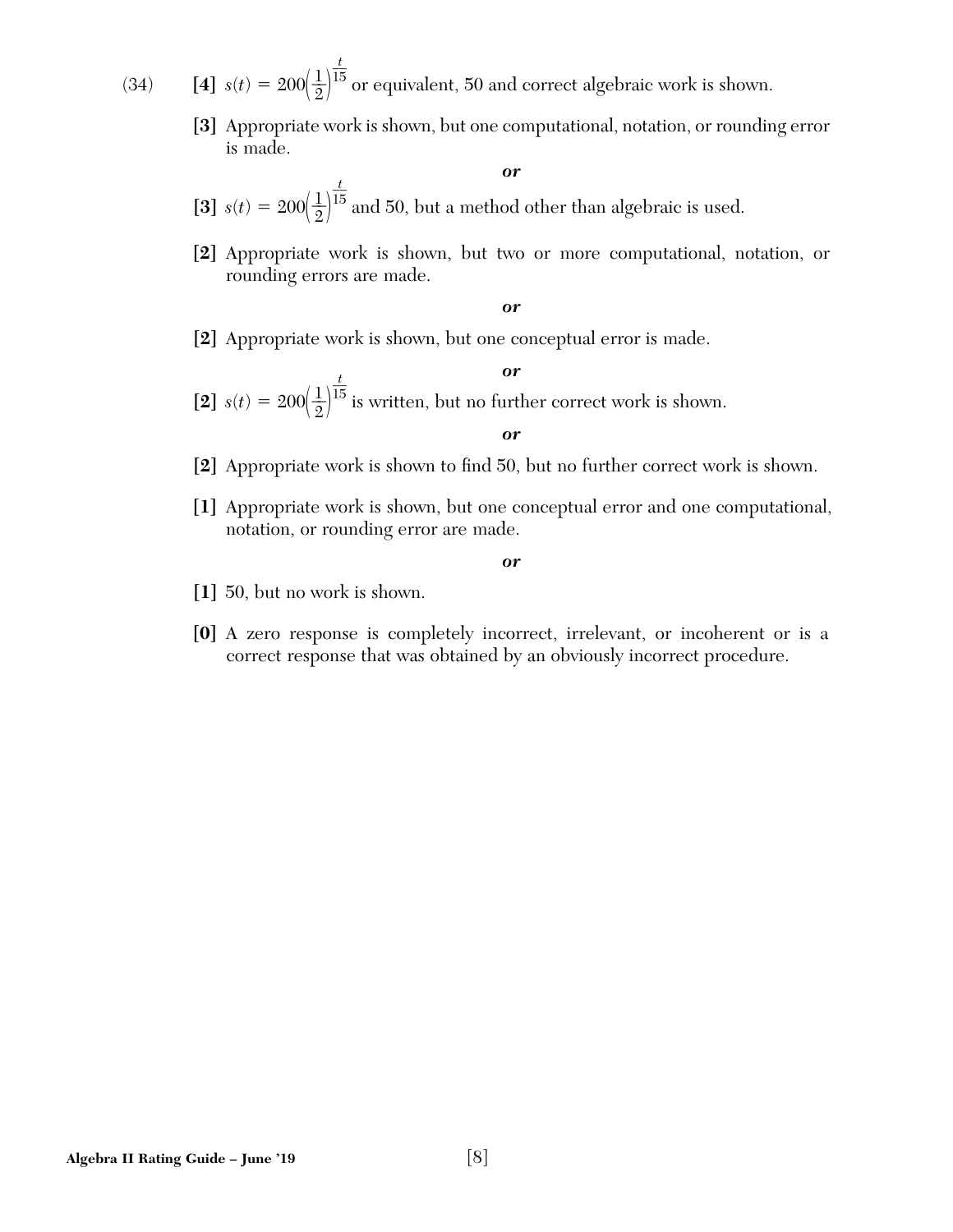(34) **[4]** $s(t) = 200\left(\frac{1}{2}\right)^{\frac{t}{15}}$ or equivalent, 50 and correct algebraic work is shown.

**[3]** Appropriate work is shown, but one computational, notation, or rounding error is made.

***or***

**[3]** $s(t) = 200\left(\frac{1}{2}\right)^{\frac{t}{15}}$ and 50, but a method other than algebraic is used.

**[2]** Appropriate work is shown, but two or more computational, notation, or rounding errors are made.

***or***

**[2]** Appropriate work is shown, but one conceptual error is made.

***or***

**[2]** $s(t) = 200\left(\frac{1}{2}\right)^{\frac{t}{15}}$ is written, but no further correct work is shown.

***or***

**[2]** Appropriate work is shown to find 50, but no further correct work is shown.

**[1]** Appropriate work is shown, but one conceptual error and one computational, notation, or rounding error are made.

***or***

**[1]** 50, but no work is shown.

**[0]** A zero response is completely incorrect, irrelevant, or incoherent or is a correct response that was obtained by an obviously incorrect procedure.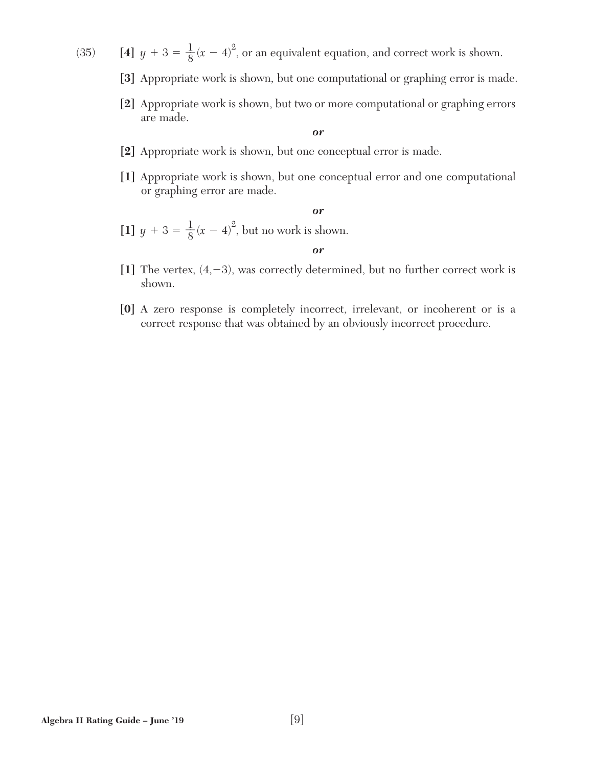(35) **[4]** $y + 3 = \frac{1}{8}(x - 4)^2$, or an equivalent equation, and correct work is shown.

**[3]** Appropriate work is shown, but one computational or graphing error is made.

**[2]** Appropriate work is shown, but two or more computational or graphing errors are made.

***or***

**[2]** Appropriate work is shown, but one conceptual error is made.

**[1]** Appropriate work is shown, but one conceptual error and one computational or graphing error are made.

***or***

**[1]** $y + 3 = \frac{1}{8}(x - 4)^2$, but no work is shown.

***or***

**[1]** The vertex, $(4,-3)$, was correctly determined, but no further correct work is shown.

**[0]** A zero response is completely incorrect, irrelevant, or incoherent or is a correct response that was obtained by an obviously incorrect procedure.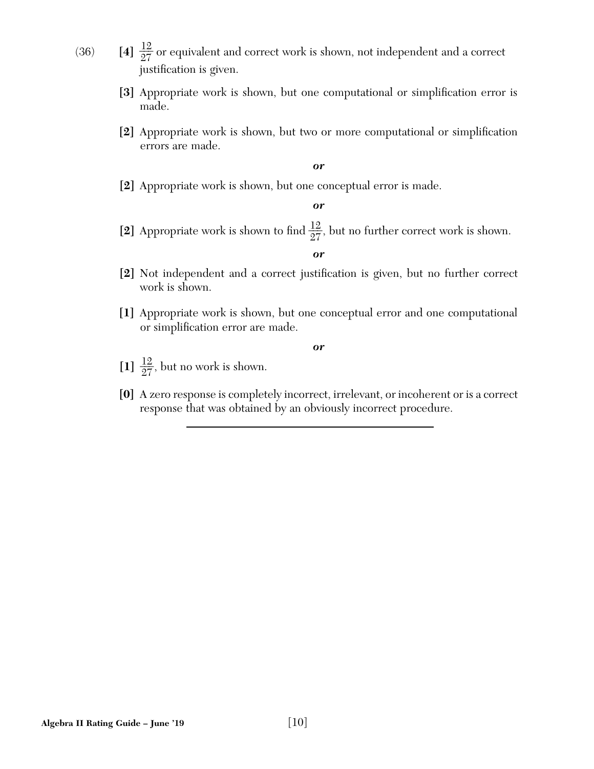(36) **[4]** $\frac{12}{27}$ or equivalent and correct work is shown, not independent and a correct justification is given.

**[3]** Appropriate work is shown, but one computational or simplification error is made.

**[2]** Appropriate work is shown, but two or more computational or simplification errors are made.

***or***

**[2]** Appropriate work is shown, but one conceptual error is made.

***or***

**[2]** Appropriate work is shown to find $\frac{12}{27}$, but no further correct work is shown.

***or***

**[2]** Not independent and a correct justification is given, but no further correct work is shown.

**[1]** Appropriate work is shown, but one conceptual error and one computational or simplification error are made.

***or***

**[1]** $\frac{12}{27}$, but no work is shown.

**[0]** A zero response is completely incorrect, irrelevant, or incoherent or is a correct response that was obtained by an obviously incorrect procedure.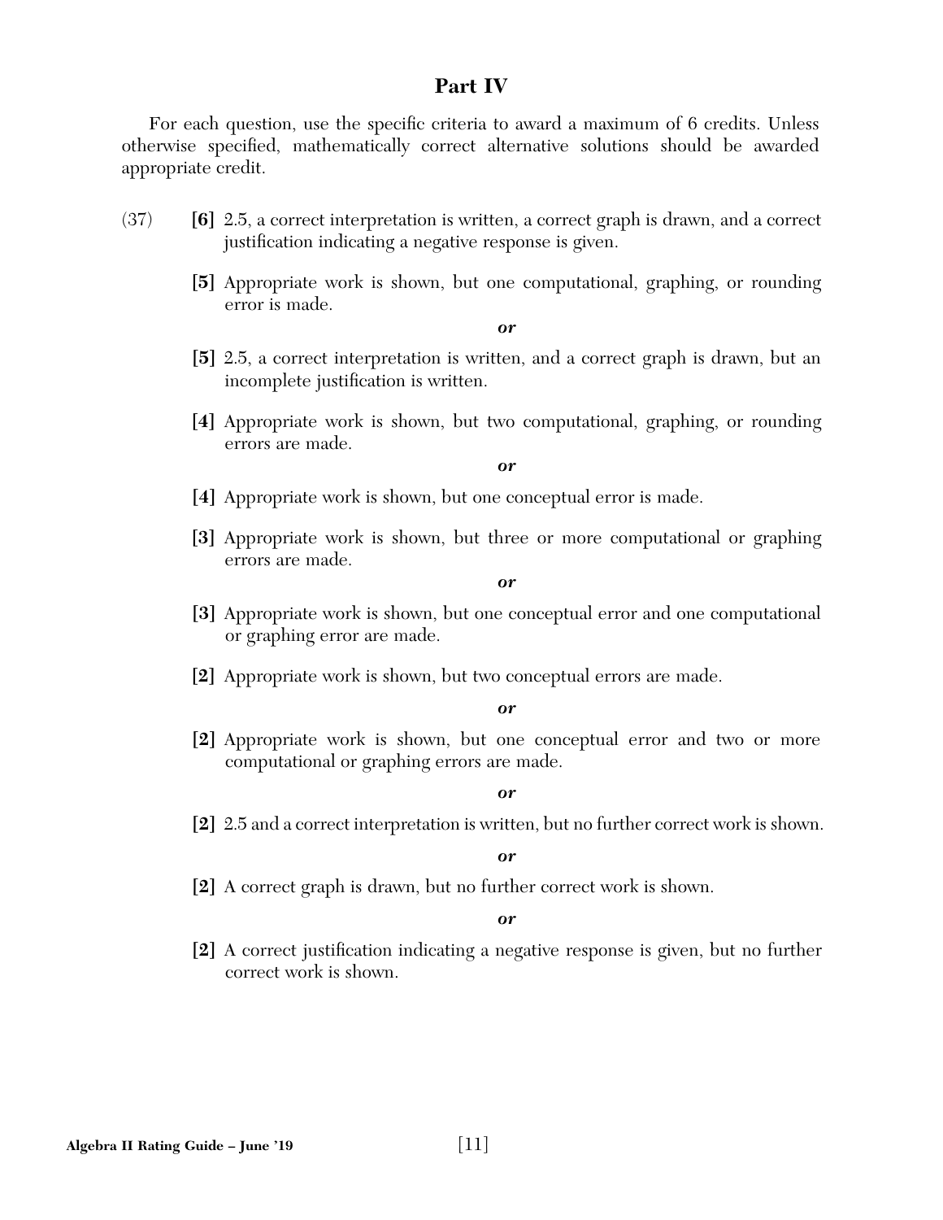## Part IV

For each question, use the specific criteria to award a maximum of 6 credits. Unless otherwise specified, mathematically correct alternative solutions should be awarded appropriate credit.

(37) **[6]** 2.5, a correct interpretation is written, a correct graph is drawn, and a correct justification indicating a negative response is given.

**[5]** Appropriate work is shown, but one computational, graphing, or rounding error is made.

***or***

**[5]** 2.5, a correct interpretation is written, and a correct graph is drawn, but an incomplete justification is written.

**[4]** Appropriate work is shown, but two computational, graphing, or rounding errors are made.

***or***

**[4]** Appropriate work is shown, but one conceptual error is made.

**[3]** Appropriate work is shown, but three or more computational or graphing errors are made.

***or***

**[3]** Appropriate work is shown, but one conceptual error and one computational or graphing error are made.

**[2]** Appropriate work is shown, but two conceptual errors are made.

***or***

**[2]** Appropriate work is shown, but one conceptual error and two or more computational or graphing errors are made.

***or***

**[2]** 2.5 and a correct interpretation is written, but no further correct work is shown.

***or***

**[2]** A correct graph is drawn, but no further correct work is shown.

***or***

**[2]** A correct justification indicating a negative response is given, but no further correct work is shown.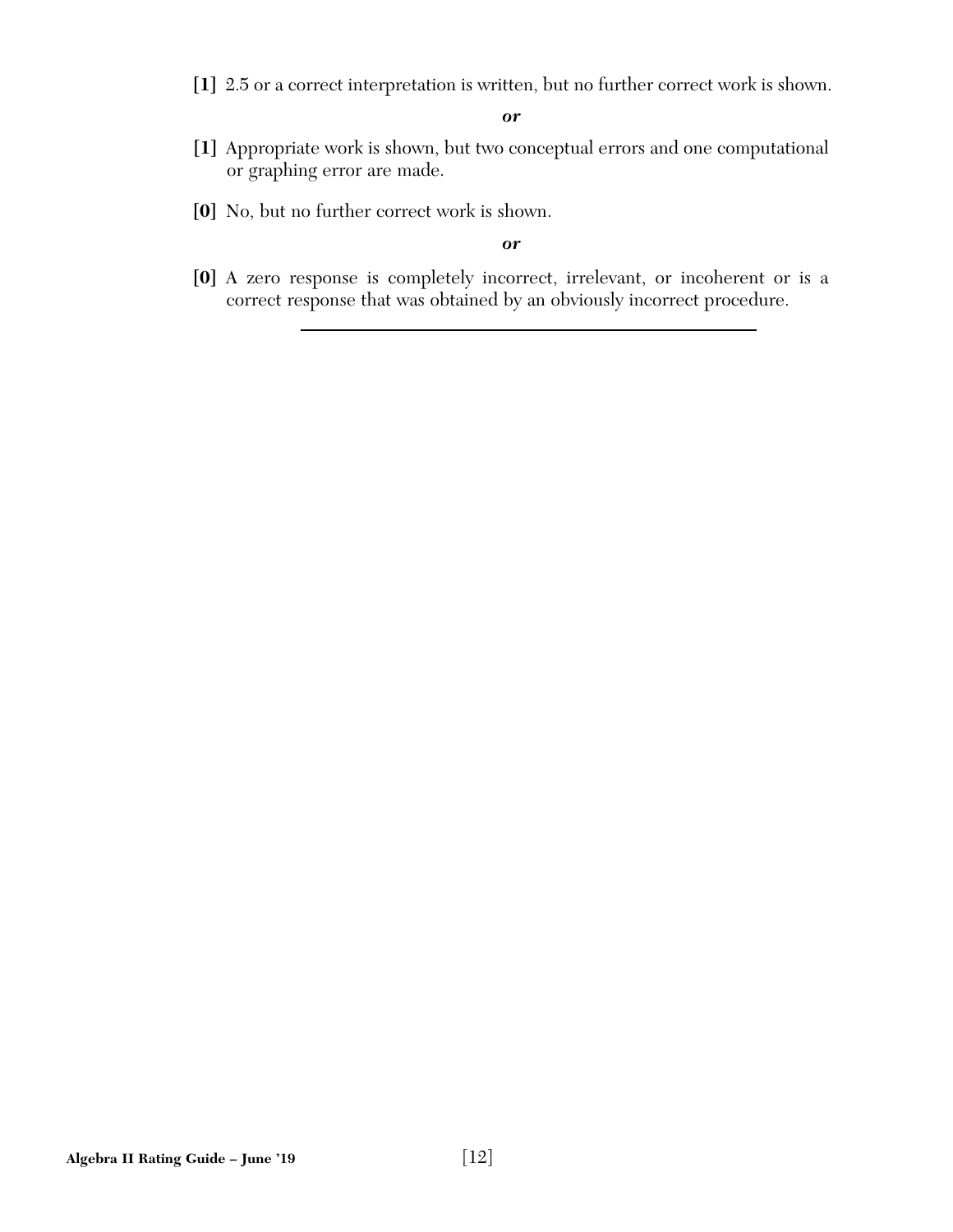**[1]** 2.5 or a correct interpretation is written, but no further correct work is shown.

***or***

**[1]** Appropriate work is shown, but two conceptual errors and one computational or graphing error are made.

**[0]** No, but no further correct work is shown.

***or***

**[0]** A zero response is completely incorrect, irrelevant, or incoherent or is a correct response that was obtained by an obviously incorrect procedure.

---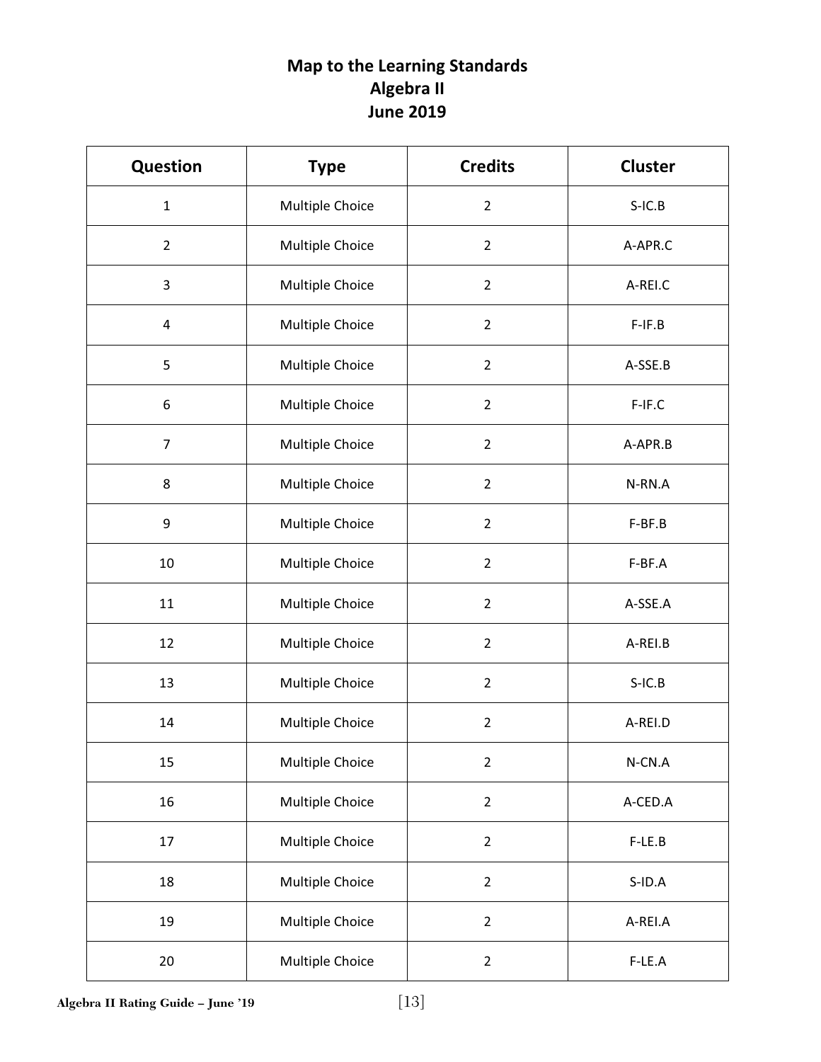# Map to the Learning Standards
## Algebra II
## June 2019

| Question | Type | Credits | Cluster |
|---|---|---|---|
| 1 | Multiple Choice | 2 | S-IC.B |
| 2 | Multiple Choice | 2 | A-APR.C |
| 3 | Multiple Choice | 2 | A-REI.C |
| 4 | Multiple Choice | 2 | F-IF.B |
| 5 | Multiple Choice | 2 | A-SSE.B |
| 6 | Multiple Choice | 2 | F-IF.C |
| 7 | Multiple Choice | 2 | A-APR.B |
| 8 | Multiple Choice | 2 | N-RN.A |
| 9 | Multiple Choice | 2 | F-BF.B |
| 10 | Multiple Choice | 2 | F-BF.A |
| 11 | Multiple Choice | 2 | A-SSE.A |
| 12 | Multiple Choice | 2 | A-REI.B |
| 13 | Multiple Choice | 2 | S-IC.B |
| 14 | Multiple Choice | 2 | A-REI.D |
| 15 | Multiple Choice | 2 | N-CN.A |
| 16 | Multiple Choice | 2 | A-CED.A |
| 17 | Multiple Choice | 2 | F-LE.B |
| 18 | Multiple Choice | 2 | S-ID.A |
| 19 | Multiple Choice | 2 | A-REI.A |
| 20 | Multiple Choice | 2 | F-LE.A |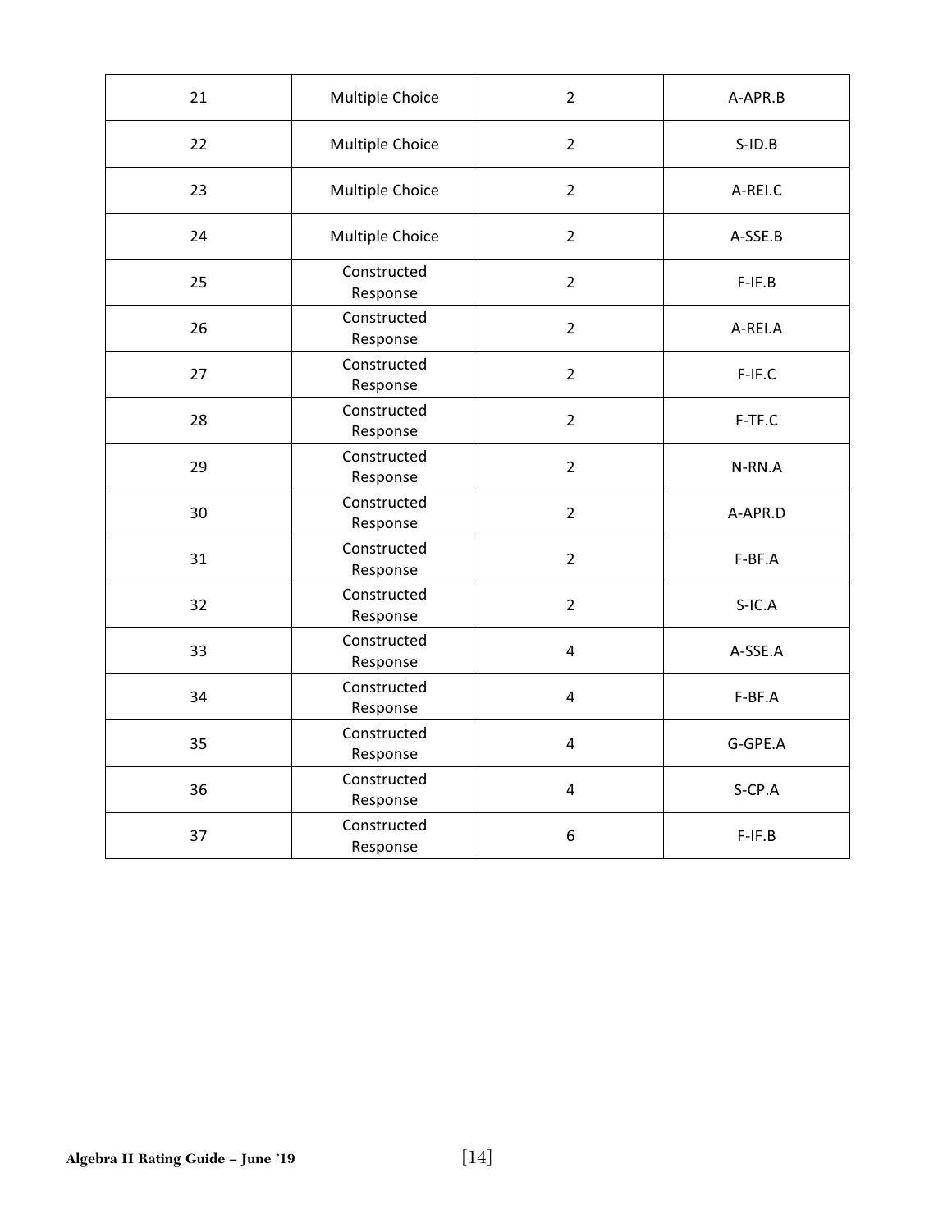| 21 | Multiple Choice | 2 | A-APR.B |
|---|---|---|---|
| 22 | Multiple Choice | 2 | S-ID.B |
| 23 | Multiple Choice | 2 | A-REI.C |
| 24 | Multiple Choice | 2 | A-SSE.B |
| 25 | Constructed Response | 2 | F-IF.B |
| 26 | Constructed Response | 2 | A-REI.A |
| 27 | Constructed Response | 2 | F-IF.C |
| 28 | Constructed Response | 2 | F-TF.C |
| 29 | Constructed Response | 2 | N-RN.A |
| 30 | Constructed Response | 2 | A-APR.D |
| 31 | Constructed Response | 2 | F-BF.A |
| 32 | Constructed Response | 2 | S-IC.A |
| 33 | Constructed Response | 4 | A-SSE.A |
| 34 | Constructed Response | 4 | F-BF.A |
| 35 | Constructed Response | 4 | G-GPE.A |
| 36 | Constructed Response | 4 | S-CP.A |
| 37 | Constructed Response | 6 | F-IF.B |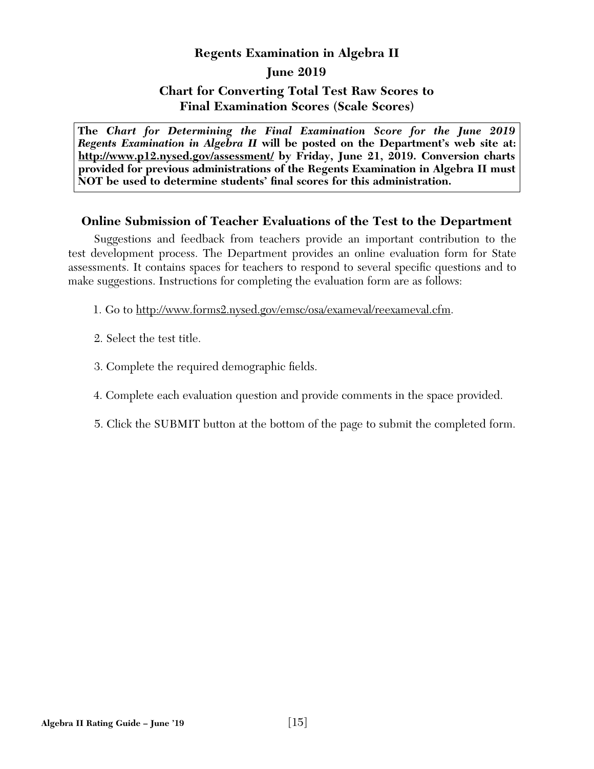## Regents Examination in Algebra II

## June 2019

## Chart for Converting Total Test Raw Scores to Final Examination Scores (Scale Scores)

**The *Chart for Determining the Final Examination Score for the June 2019 Regents Examination in Algebra II* will be posted on the Department's web site at: http://www.p12.nysed.gov/assessment/ by Friday, June 21, 2019. Conversion charts provided for previous administrations of the Regents Examination in Algebra II must NOT be used to determine students' final scores for this administration.**

### Online Submission of Teacher Evaluations of the Test to the Department

Suggestions and feedback from teachers provide an important contribution to the test development process. The Department provides an online evaluation form for State assessments. It contains spaces for teachers to respond to several specific questions and to make suggestions. Instructions for completing the evaluation form are as follows:

1. Go to http://www.forms2.nysed.gov/emsc/osa/exameval/reexameval.cfm.
2. Select the test title.
3. Complete the required demographic fields.
4. Complete each evaluation question and provide comments in the space provided.
5. Click the SUBMIT button at the bottom of the page to submit the completed form.